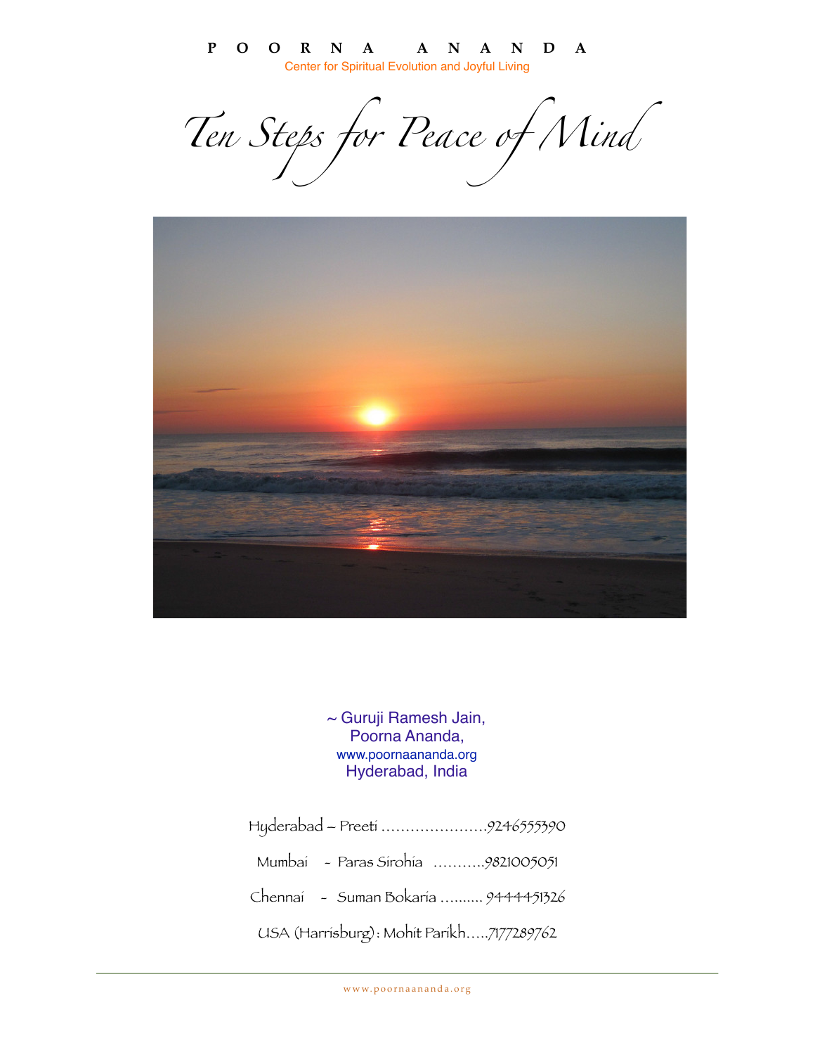**P O O R N A   A N A N D A**

Center for Spiritual Evolution and Joyful Living

# *Ten Steps for Peace of Mind*

~ Guruji Ramesh Jain,
Poorna Ananda,
www.poornaananda.org
Hyderabad, India

Hyderabad – Preeti ......................9246555390

Mumbai - Paras Sirohia ...........9821005051

Chennai - Suman Bokaria .......... 9444451326

USA (Harrisburg): Mohit Parikh.....7177289762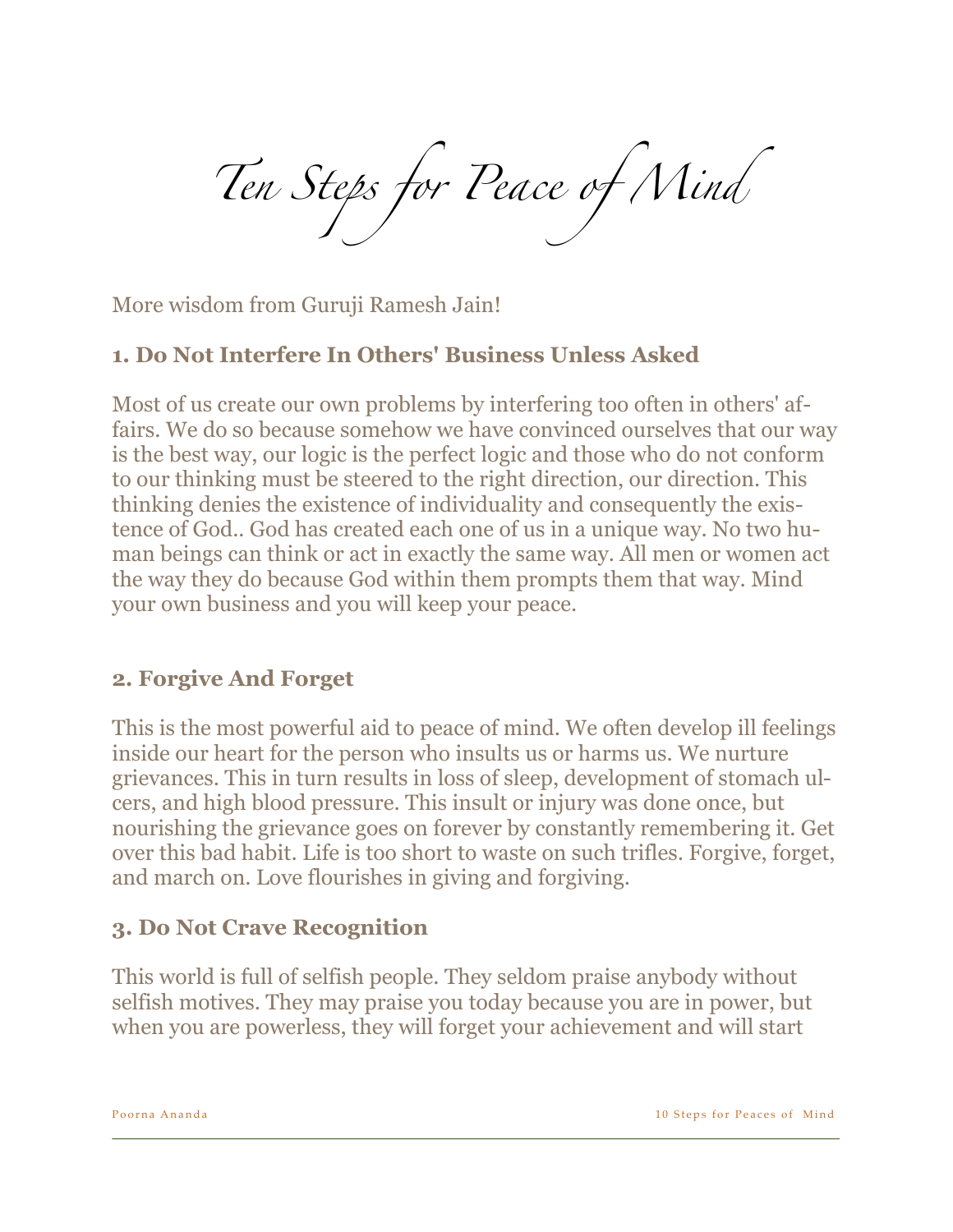# Ten Steps for Peace of Mind

More wisdom from Guruji Ramesh Jain!

### 1. Do Not Interfere In Others' Business Unless Asked

Most of us create our own problems by interfering too often in others' affairs. We do so because somehow we have convinced ourselves that our way is the best way, our logic is the perfect logic and those who do not conform to our thinking must be steered to the right direction, our direction. This thinking denies the existence of individuality and consequently the existence of God.. God has created each one of us in a unique way. No two human beings can think or act in exactly the same way. All men or women act the way they do because God within them prompts them that way. Mind your own business and you will keep your peace.

### 2. Forgive And Forget

This is the most powerful aid to peace of mind. We often develop ill feelings inside our heart for the person who insults us or harms us. We nurture grievances. This in turn results in loss of sleep, development of stomach ulcers, and high blood pressure. This insult or injury was done once, but nourishing the grievance goes on forever by constantly remembering it. Get over this bad habit. Life is too short to waste on such trifles. Forgive, forget, and march on. Love flourishes in giving and forgiving.

### 3. Do Not Crave Recognition

This world is full of selfish people. They seldom praise anybody without selfish motives. They may praise you today because you are in power, but when you are powerless, they will forget your achievement and will start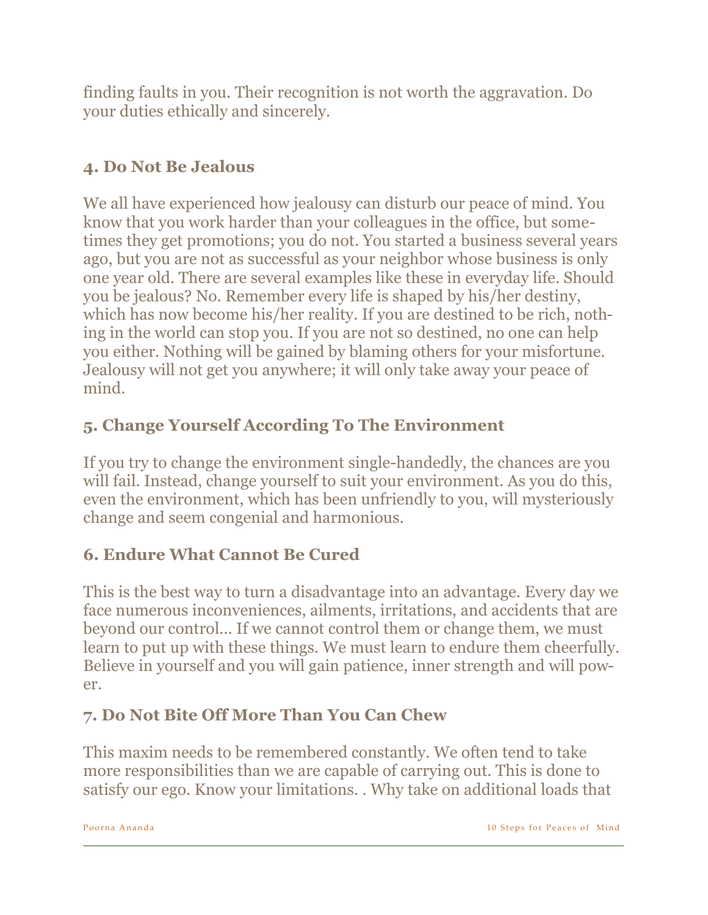finding faults in you. Their recognition is not worth the aggravation. Do your duties ethically and sincerely.

## 4. Do Not Be Jealous

We all have experienced how jealousy can disturb our peace of mind. You know that you work harder than your colleagues in the office, but sometimes they get promotions; you do not. You started a business several years ago, but you are not as successful as your neighbor whose business is only one year old. There are several examples like these in everyday life. Should you be jealous? No. Remember every life is shaped by his/her destiny, which has now become his/her reality. If you are destined to be rich, nothing in the world can stop you. If you are not so destined, no one can help you either. Nothing will be gained by blaming others for your misfortune. Jealousy will not get you anywhere; it will only take away your peace of mind.

## 5. Change Yourself According To The Environment

If you try to change the environment single-handedly, the chances are you will fail. Instead, change yourself to suit your environment. As you do this, even the environment, which has been unfriendly to you, will mysteriously change and seem congenial and harmonious.

## 6. Endure What Cannot Be Cured

This is the best way to turn a disadvantage into an advantage. Every day we face numerous inconveniences, ailments, irritations, and accidents that are beyond our control... If we cannot control them or change them, we must learn to put up with these things. We must learn to endure them cheerfully. Believe in yourself and you will gain patience, inner strength and will power.

## 7. Do Not Bite Off More Than You Can Chew

This maxim needs to be remembered constantly. We often tend to take more responsibilities than we are capable of carrying out. This is done to satisfy our ego. Know your limitations. . Why take on additional loads that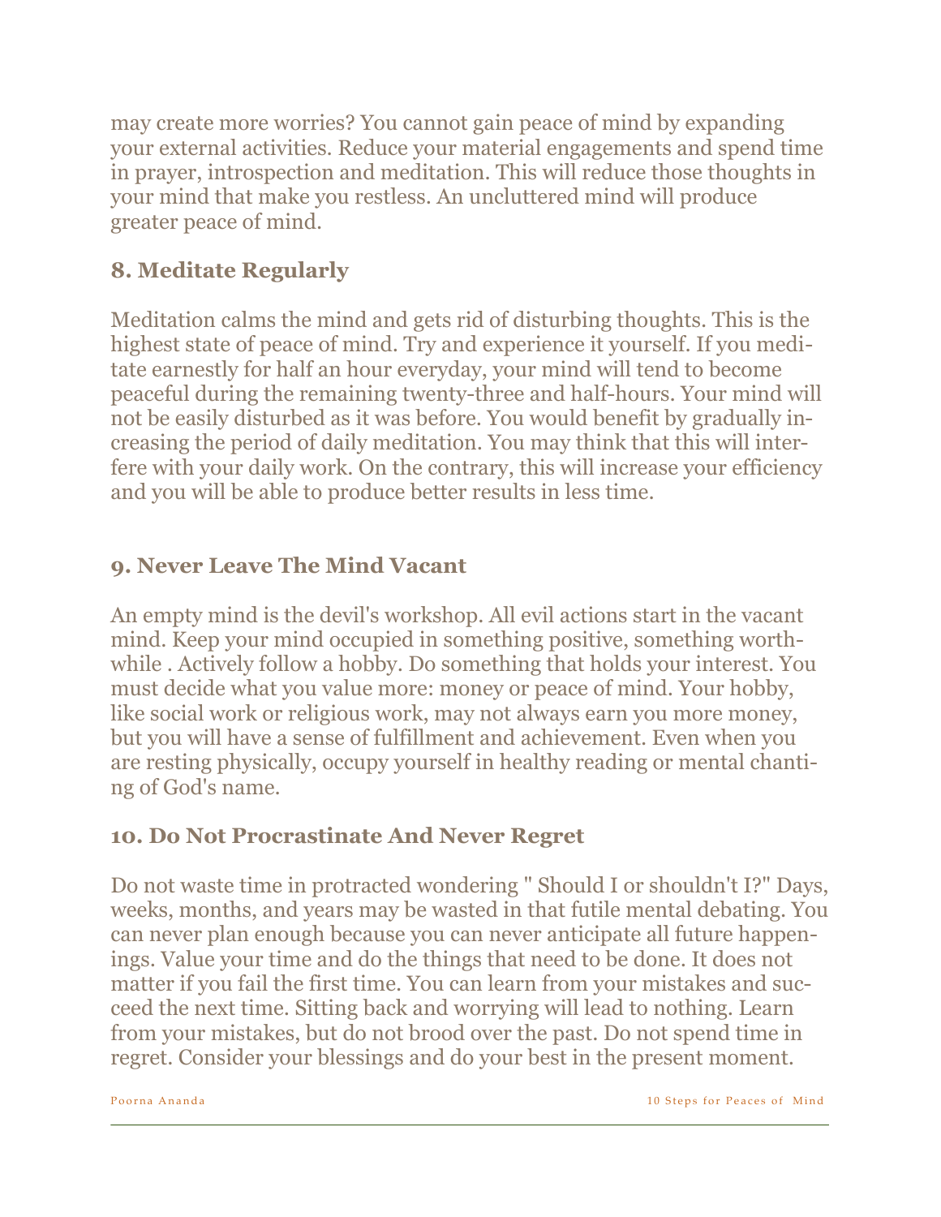may create more worries? You cannot gain peace of mind by expanding your external activities. Reduce your material engagements and spend time in prayer, introspection and meditation. This will reduce those thoughts in your mind that make you restless. An uncluttered mind will produce greater peace of mind.

### 8. Meditate Regularly

Meditation calms the mind and gets rid of disturbing thoughts. This is the highest state of peace of mind. Try and experience it yourself. If you meditate earnestly for half an hour everyday, your mind will tend to become peaceful during the remaining twenty-three and half-hours. Your mind will not be easily disturbed as it was before. You would benefit by gradually increasing the period of daily meditation. You may think that this will interfere with your daily work. On the contrary, this will increase your efficiency and you will be able to produce better results in less time.

### 9. Never Leave The Mind Vacant

An empty mind is the devil's workshop. All evil actions start in the vacant mind. Keep your mind occupied in something positive, something worthwhile . Actively follow a hobby. Do something that holds your interest. You must decide what you value more: money or peace of mind. Your hobby, like social work or religious work, may not always earn you more money, but you will have a sense of fulfillment and achievement. Even when you are resting physically, occupy yourself in healthy reading or mental chanting of God's name.

### 10. Do Not Procrastinate And Never Regret

Do not waste time in protracted wondering " Should I or shouldn't I?" Days, weeks, months, and years may be wasted in that futile mental debating. You can never plan enough because you can never anticipate all future happenings. Value your time and do the things that need to be done. It does not matter if you fail the first time. You can learn from your mistakes and succeed the next time. Sitting back and worrying will lead to nothing. Learn from your mistakes, but do not brood over the past. Do not spend time in regret. Consider your blessings and do your best in the present moment.